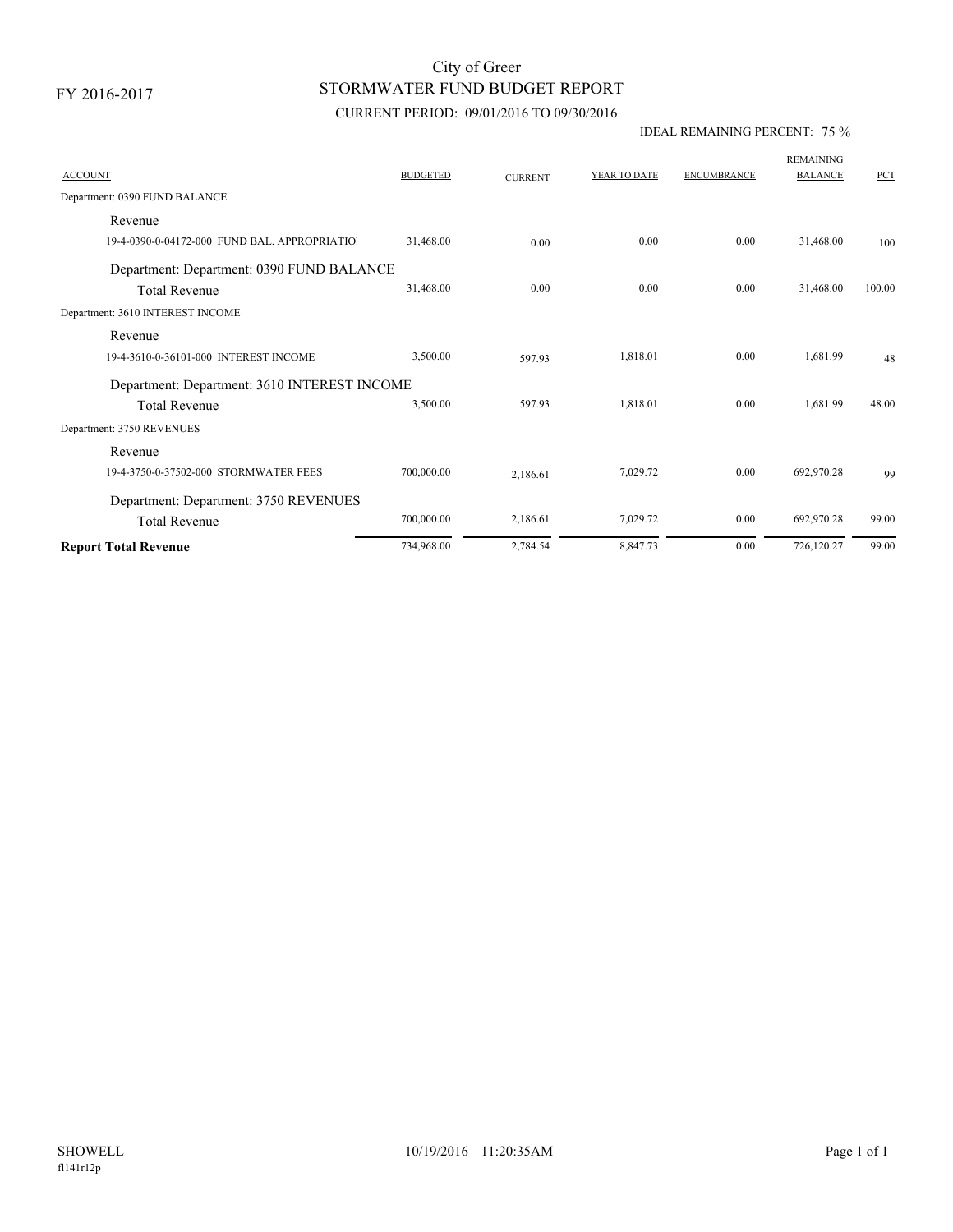FY 2016-2017

# City of Greer
## STORMWATER FUND BUDGET REPORT

CURRENT PERIOD: 09/01/2016 TO 09/30/2016

IDEAL REMAINING PERCENT: 75 %

| ACCOUNT | BUDGETED | CURRENT | YEAR TO DATE | ENCUMBRANCE | REMAINING BALANCE | PCT |
|---|---|---|---|---|---|---|
| Department: 0390 FUND BALANCE | | | | | | |
| Revenue | | | | | | |
| 19-4-0390-0-04172-000 FUND BAL. APPROPRIATIO | 31,468.00 | 0.00 | 0.00 | 0.00 | 31,468.00 | 100 |
| Department: Department: 0390 FUND BALANCE | | | | | | |
| Total Revenue | 31,468.00 | 0.00 | 0.00 | 0.00 | 31,468.00 | 100.00 |
| Department: 3610 INTEREST INCOME | | | | | | |
| Revenue | | | | | | |
| 19-4-3610-0-36101-000 INTEREST INCOME | 3,500.00 | 597.93 | 1,818.01 | 0.00 | 1,681.99 | 48 |
| Department: Department: 3610 INTEREST INCOME | | | | | | |
| Total Revenue | 3,500.00 | 597.93 | 1,818.01 | 0.00 | 1,681.99 | 48.00 |
| Department: 3750 REVENUES | | | | | | |
| Revenue | | | | | | |
| 19-4-3750-0-37502-000 STORMWATER FEES | 700,000.00 | 2,186.61 | 7,029.72 | 0.00 | 692,970.28 | 99 |
| Department: Department: 3750 REVENUES | | | | | | |
| Total Revenue | 700,000.00 | 2,186.61 | 7,029.72 | 0.00 | 692,970.28 | 99.00 |
| **Report Total Revenue** | 734,968.00 | 2,784.54 | 8,847.73 | 0.00 | 726,120.27 | 99.00 |

SHOWELL 10/19/2016 11:20:35AM
fl141r12p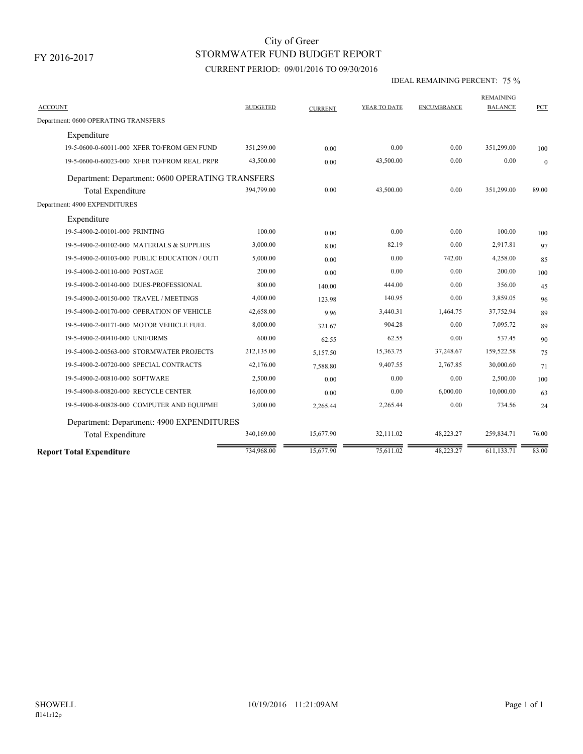FY 2016-2017

# City of Greer
## STORMWATER FUND BUDGET REPORT
### CURRENT PERIOD: 09/01/2016 TO 09/30/2016

IDEAL REMAINING PERCENT: 75 %

| ACCOUNT | BUDGETED | CURRENT | YEAR TO DATE | ENCUMBRANCE | REMAINING BALANCE | PCT |
|---|---|---|---|---|---|---|
| Department: 0600 OPERATING TRANSFERS | | | | | | |
| Expenditure | | | | | | |
| 19-5-0600-0-60011-000 XFER TO/FROM GEN FUND | 351,299.00 | 0.00 | 0.00 | 0.00 | 351,299.00 | 100 |
| 19-5-0600-0-60023-000 XFER TO/FROM REAL PRPR | 43,500.00 | 0.00 | 43,500.00 | 0.00 | 0.00 | 0 |
| Department: Department: 0600 OPERATING TRANSFERS | | | | | | |
| Total Expenditure | 394,799.00 | 0.00 | 43,500.00 | 0.00 | 351,299.00 | 89.00 |
| Department: 4900 EXPENDITURES | | | | | | |
| Expenditure | | | | | | |
| 19-5-4900-2-00101-000 PRINTING | 100.00 | 0.00 | 0.00 | 0.00 | 100.00 | 100 |
| 19-5-4900-2-00102-000 MATERIALS & SUPPLIES | 3,000.00 | 8.00 | 82.19 | 0.00 | 2,917.81 | 97 |
| 19-5-4900-2-00103-000 PUBLIC EDUCATION / OUTI | 5,000.00 | 0.00 | 0.00 | 742.00 | 4,258.00 | 85 |
| 19-5-4900-2-00110-000 POSTAGE | 200.00 | 0.00 | 0.00 | 0.00 | 200.00 | 100 |
| 19-5-4900-2-00140-000 DUES-PROFESSIONAL | 800.00 | 140.00 | 444.00 | 0.00 | 356.00 | 45 |
| 19-5-4900-2-00150-000 TRAVEL / MEETINGS | 4,000.00 | 123.98 | 140.95 | 0.00 | 3,859.05 | 96 |
| 19-5-4900-2-00170-000 OPERATION OF VEHICLE | 42,658.00 | 9.96 | 3,440.31 | 1,464.75 | 37,752.94 | 89 |
| 19-5-4900-2-00171-000 MOTOR VEHICLE FUEL | 8,000.00 | 321.67 | 904.28 | 0.00 | 7,095.72 | 89 |
| 19-5-4900-2-00410-000 UNIFORMS | 600.00 | 62.55 | 62.55 | 0.00 | 537.45 | 90 |
| 19-5-4900-2-00563-000 STORMWATER PROJECTS | 212,135.00 | 5,157.50 | 15,363.75 | 37,248.67 | 159,522.58 | 75 |
| 19-5-4900-2-00720-000 SPECIAL CONTRACTS | 42,176.00 | 7,588.80 | 9,407.55 | 2,767.85 | 30,000.60 | 71 |
| 19-5-4900-2-00810-000 SOFTWARE | 2,500.00 | 0.00 | 0.00 | 0.00 | 2,500.00 | 100 |
| 19-5-4900-8-00820-000 RECYCLE CENTER | 16,000.00 | 0.00 | 0.00 | 6,000.00 | 10,000.00 | 63 |
| 19-5-4900-8-00828-000 COMPUTER AND EQUIPMEI | 3,000.00 | 2,265.44 | 2,265.44 | 0.00 | 734.56 | 24 |
| Department: Department: 4900 EXPENDITURES | | | | | | |
| Total Expenditure | 340,169.00 | 15,677.90 | 32,111.02 | 48,223.27 | 259,834.71 | 76.00 |
| **Report Total Expenditure** | 734,968.00 | 15,677.90 | 75,611.02 | 48,223.27 | 611,133.71 | 83.00 |

SHOWELL
fl141r12p

10/19/2016 11:21:09AM